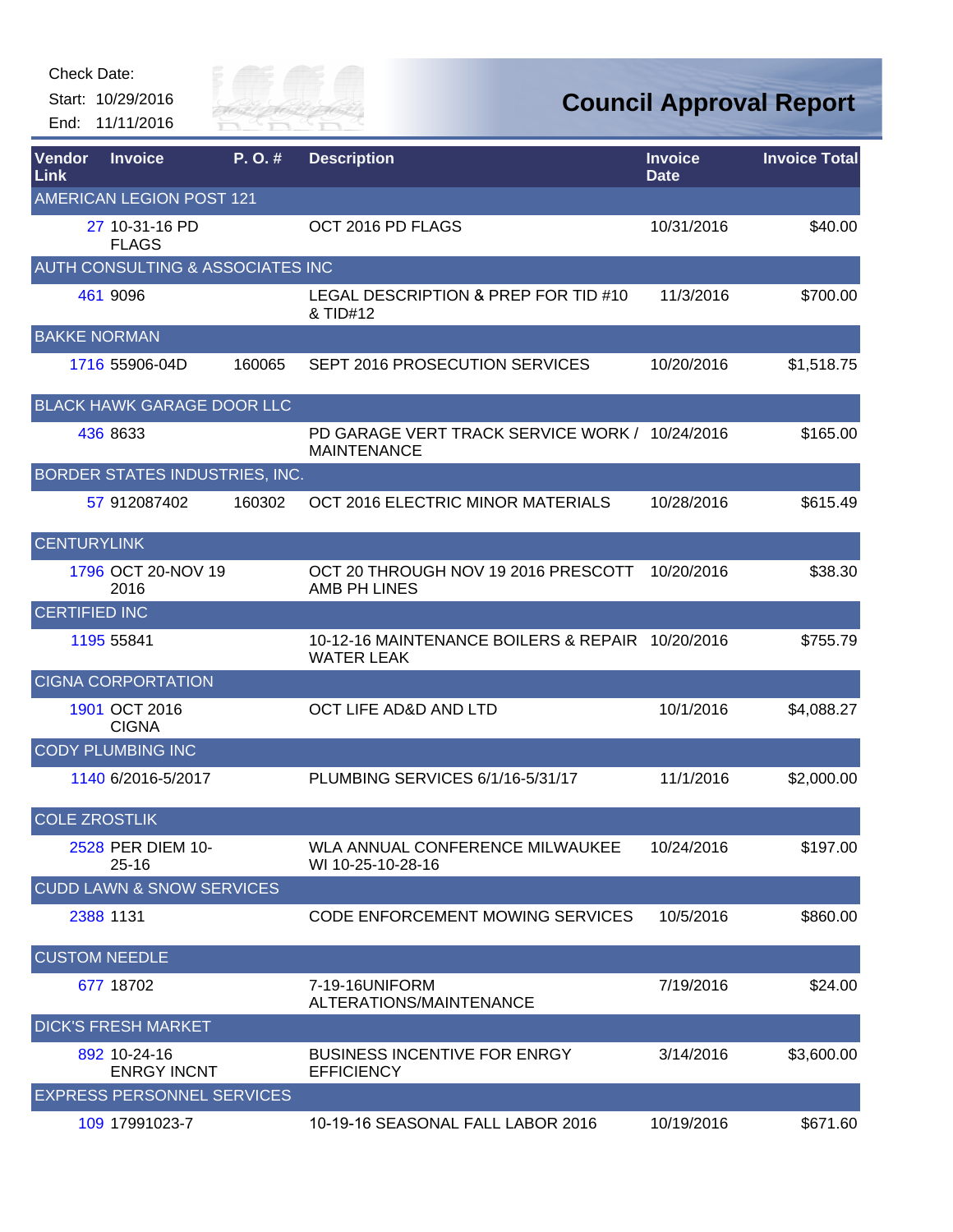Check Date:

Start: 10/29/2016

End: 11/11/2016

# Council Approval Report

| Vendor Link | Invoice | P. O. # | Description | Invoice Date | Invoice Total |
|---|---|---|---|---|---|
| AMERICAN LEGION POST 121 | | | | | |
| 27 | 10-31-16 PD FLAGS | | OCT 2016 PD FLAGS | 10/31/2016 | $40.00 |
| AUTH CONSULTING & ASSOCIATES INC | | | | | |
| 461 | 9096 | | LEGAL DESCRIPTION & PREP FOR TID #10 & TID#12 | 11/3/2016 | $700.00 |
| BAKKE NORMAN | | | | | |
| 1716 | 55906-04D | 160065 | SEPT 2016 PROSECUTION SERVICES | 10/20/2016 | $1,518.75 |
| BLACK HAWK GARAGE DOOR LLC | | | | | |
| 436 | 8633 | | PD GARAGE VERT TRACK SERVICE WORK / MAINTENANCE | 10/24/2016 | $165.00 |
| BORDER STATES INDUSTRIES, INC. | | | | | |
| 57 | 912087402 | 160302 | OCT 2016 ELECTRIC MINOR MATERIALS | 10/28/2016 | $615.49 |
| CENTURYLINK | | | | | |
| 1796 | OCT 20-NOV 19 2016 | | OCT 20 THROUGH NOV 19 2016 PRESCOTT AMB PH LINES | 10/20/2016 | $38.30 |
| CERTIFIED INC | | | | | |
| 1195 | 55841 | | 10-12-16 MAINTENANCE BOILERS & REPAIR WATER LEAK | 10/20/2016 | $755.79 |
| CIGNA CORPORATION | | | | | |
| 1901 | OCT 2016 CIGNA | | OCT LIFE AD&D AND LTD | 10/1/2016 | $4,088.27 |
| CODY PLUMBING INC | | | | | |
| 1140 | 6/2016-5/2017 | | PLUMBING SERVICES 6/1/16-5/31/17 | 11/1/2016 | $2,000.00 |
| COLE ZROSTLIK | | | | | |
| 2528 | PER DIEM 10-25-16 | | WLA ANNUAL CONFERENCE MILWAUKEE WI 10-25-10-28-16 | 10/24/2016 | $197.00 |
| CUDD LAWN & SNOW SERVICES | | | | | |
| 2388 | 1131 | | CODE ENFORCEMENT MOWING SERVICES | 10/5/2016 | $860.00 |
| CUSTOM NEEDLE | | | | | |
| 677 | 18702 | | 7-19-16UNIFORM ALTERATIONS/MAINTENANCE | 7/19/2016 | $24.00 |
| DICK'S FRESH MARKET | | | | | |
| 892 | 10-24-16 ENRGY INCNT | | BUSINESS INCENTIVE FOR ENRGY EFFICIENCY | 3/14/2016 | $3,600.00 |
| EXPRESS PERSONNEL SERVICES | | | | | |
| 109 | 17991023-7 | | 10-19-16 SEASONAL FALL LABOR 2016 | 10/19/2016 | $671.60 |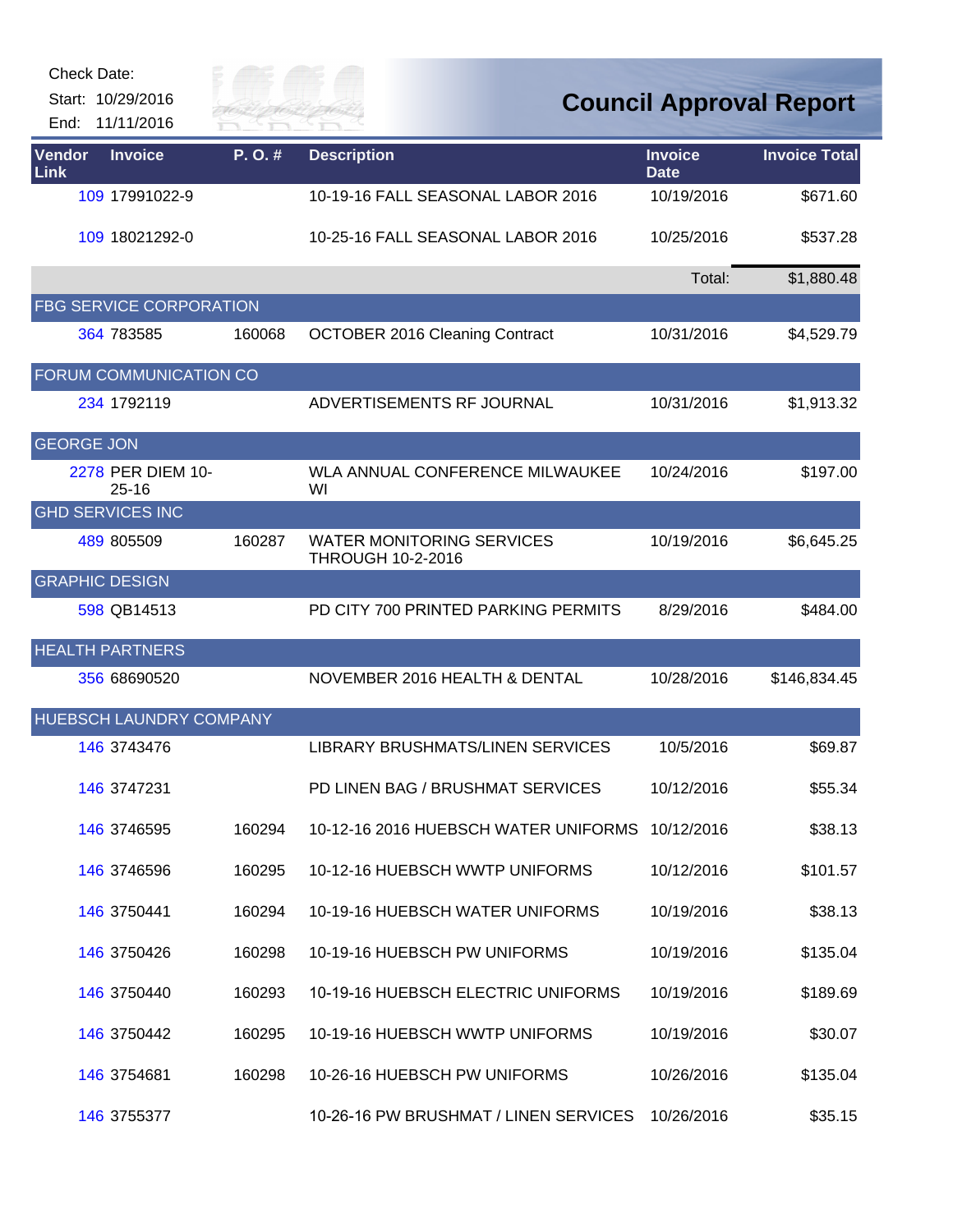Check Date:

Start: 10/29/2016

End: 11/11/2016

# Council Approval Report

| Vendor Link | Invoice | P. O. # | Description | Invoice Date | Invoice Total |
|---|---|---|---|---|---|
| 109 | 17991022-9 | | 10-19-16 FALL SEASONAL LABOR 2016 | 10/19/2016 | $671.60 |
| 109 | 18021292-0 | | 10-25-16 FALL SEASONAL LABOR 2016 | 10/25/2016 | $537.28 |
| | | | | Total: | $1,880.48 |
| FBG SERVICE CORPORATION | | | | | |
| 364 | 783585 | 160068 | OCTOBER 2016 Cleaning Contract | 10/31/2016 | $4,529.79 |
| FORUM COMMUNICATION CO | | | | | |
| 234 | 1792119 | | ADVERTISEMENTS RF JOURNAL | 10/31/2016 | $1,913.32 |
| GEORGE JON | | | | | |
| 2278 | PER DIEM 10-25-16 | | WLA ANNUAL CONFERENCE MILWAUKEE WI | 10/24/2016 | $197.00 |
| GHD SERVICES INC | | | | | |
| 489 | 805509 | 160287 | WATER MONITORING SERVICES THROUGH 10-2-2016 | 10/19/2016 | $6,645.25 |
| GRAPHIC DESIGN | | | | | |
| 598 | QB14513 | | PD CITY 700 PRINTED PARKING PERMITS | 8/29/2016 | $484.00 |
| HEALTH PARTNERS | | | | | |
| 356 | 68690520 | | NOVEMBER 2016 HEALTH & DENTAL | 10/28/2016 | $146,834.45 |
| HUEBSCH LAUNDRY COMPANY | | | | | |
| 146 | 3743476 | | LIBRARY BRUSHMATS/LINEN SERVICES | 10/5/2016 | $69.87 |
| 146 | 3747231 | | PD LINEN BAG / BRUSHMAT SERVICES | 10/12/2016 | $55.34 |
| 146 | 3746595 | 160294 | 10-12-16 2016 HUEBSCH WATER UNIFORMS | 10/12/2016 | $38.13 |
| 146 | 3746596 | 160295 | 10-12-16 HUEBSCH WWTP UNIFORMS | 10/12/2016 | $101.57 |
| 146 | 3750441 | 160294 | 10-19-16 HUEBSCH WATER UNIFORMS | 10/19/2016 | $38.13 |
| 146 | 3750426 | 160298 | 10-19-16 HUEBSCH PW UNIFORMS | 10/19/2016 | $135.04 |
| 146 | 3750440 | 160293 | 10-19-16 HUEBSCH ELECTRIC UNIFORMS | 10/19/2016 | $189.69 |
| 146 | 3750442 | 160295 | 10-19-16 HUEBSCH WWTP UNIFORMS | 10/19/2016 | $30.07 |
| 146 | 3754681 | 160298 | 10-26-16 HUEBSCH PW UNIFORMS | 10/26/2016 | $135.04 |
| 146 | 3755377 | | 10-26-16 PW BRUSHMAT / LINEN SERVICES | 10/26/2016 | $35.15 |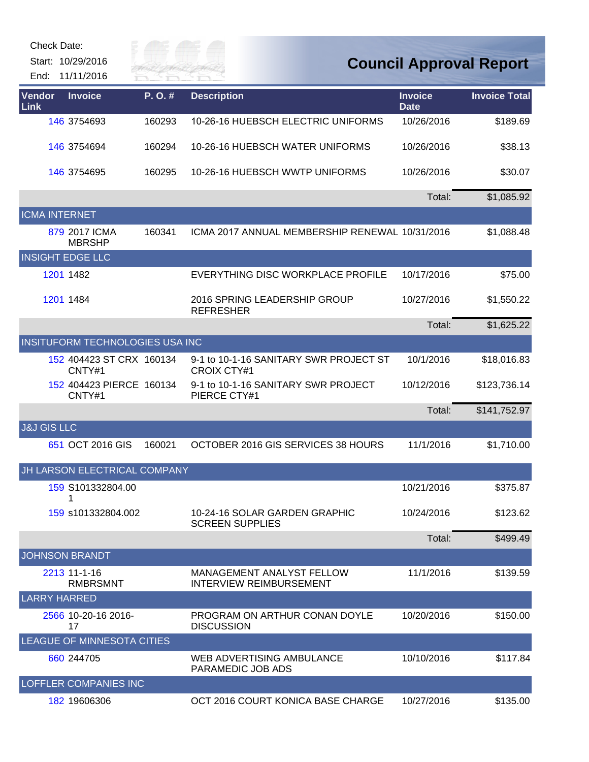Check Date:

Start: 10/29/2016

End: 11/11/2016

# Council Approval Report

| Vendor Link | Invoice | P. O. # | Description | Invoice Date | Invoice Total |
|---|---|---|---|---|---|
| 146 | 3754693 | 160293 | 10-26-16 HUEBSCH ELECTRIC UNIFORMS | 10/26/2016 | $189.69 |
| 146 | 3754694 | 160294 | 10-26-16 HUEBSCH WATER UNIFORMS | 10/26/2016 | $38.13 |
| 146 | 3754695 | 160295 | 10-26-16 HUEBSCH WWTP UNIFORMS | 10/26/2016 | $30.07 |
| | | | | Total: | $1,085.92 |
| **ICMA INTERNET** | | | | | |
| 879 | 2017 ICMA MBRSHP | 160341 | ICMA 2017 ANNUAL MEMBERSHIP RENEWAL | 10/31/2016 | $1,088.48 |
| **INSIGHT EDGE LLC** | | | | | |
| 1201 | 1482 | | EVERYTHING DISC WORKPLACE PROFILE | 10/17/2016 | $75.00 |
| 1201 | 1484 | | 2016 SPRING LEADERSHIP GROUP REFRESHER | 10/27/2016 | $1,550.22 |
| | | | | Total: | $1,625.22 |
| **INSITUFORM TECHNOLOGIES USA INC** | | | | | |
| 152 | 404423 ST CRX CNTY#1 | 160134 | 9-1 to 10-1-16 SANITARY SWR PROJECT ST CROIX CTY#1 | 10/1/2016 | $18,016.83 |
| 152 | 404423 PIERCE CNTY#1 | 160134 | 9-1 to 10-1-16 SANITARY SWR PROJECT PIERCE CTY#1 | 10/12/2016 | $123,736.14 |
| | | | | Total: | $141,752.97 |
| **J&J GIS LLC** | | | | | |
| 651 | OCT 2016 GIS | 160021 | OCTOBER 2016 GIS SERVICES 38 HOURS | 11/1/2016 | $1,710.00 |
| **JH LARSON ELECTRICAL COMPANY** | | | | | |
| 159 | S101332804.001 | | | 10/21/2016 | $375.87 |
| 159 | s101332804.002 | | 10-24-16 SOLAR GARDEN GRAPHIC SCREEN SUPPLIES | 10/24/2016 | $123.62 |
| | | | | Total: | $499.49 |
| **JOHNSON BRANDT** | | | | | |
| 2213 | 11-1-16 RMBRSMNT | | MANAGEMENT ANALYST FELLOW INTERVIEW REIMBURSEMENT | 11/1/2016 | $139.59 |
| **LARRY HARRED** | | | | | |
| 2566 | 10-20-16 2016-17 | | PROGRAM ON ARTHUR CONAN DOYLE DISCUSSION | 10/20/2016 | $150.00 |
| **LEAGUE OF MINNESOTA CITIES** | | | | | |
| 660 | 244705 | | WEB ADVERTISING AMBULANCE PARAMEDIC JOB ADS | 10/10/2016 | $117.84 |
| **LOFFLER COMPANIES INC** | | | | | |
| 182 | 19606306 | | OCT 2016 COURT KONICA BASE CHARGE | 10/27/2016 | $135.00 |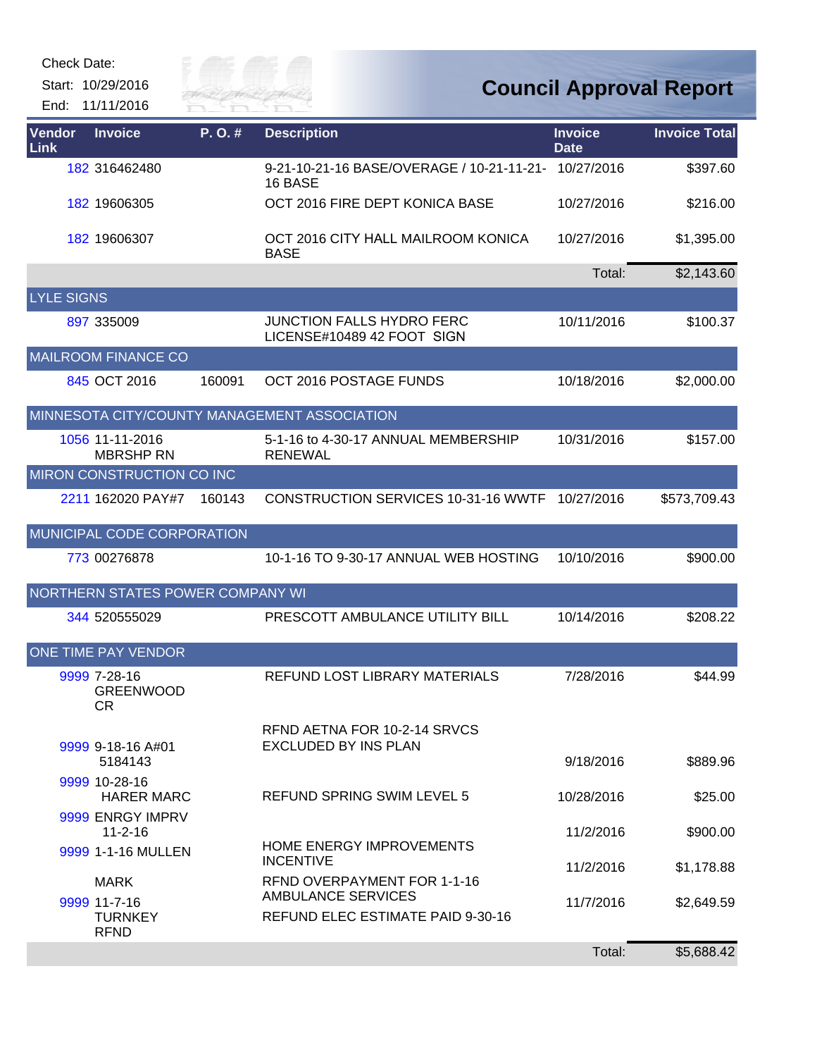Check Date:
Start: 10/29/2016
End: 11/11/2016

# Council Approval Report

| Vendor Link | Invoice | P. O. # | Description | Invoice Date | Invoice Total |
|---|---|---|---|---|---|
| 182 | 316462480 | | 9-21-10-21-16 BASE/OVERAGE / 10-21-11-21-16 BASE | 10/27/2016 | $397.60 |
| 182 | 19606305 | | OCT 2016 FIRE DEPT KONICA BASE | 10/27/2016 | $216.00 |
| 182 | 19606307 | | OCT 2016 CITY HALL MAILROOM KONICA BASE | 10/27/2016 | $1,395.00 |
| | | | | Total: | $2,143.60 |
| LYLE SIGNS | | | | | |
| 897 | 335009 | | JUNCTION FALLS HYDRO FERC LICENSE#10489 42 FOOT SIGN | 10/11/2016 | $100.37 |
| MAILROOM FINANCE CO | | | | | |
| 845 | OCT 2016 | 160091 | OCT 2016 POSTAGE FUNDS | 10/18/2016 | $2,000.00 |
| MINNESOTA CITY/COUNTY MANAGEMENT ASSOCIATION | | | | | |
| 1056 | 11-11-2016 MBRSHP RN | | 5-1-16 to 4-30-17 ANNUAL MEMBERSHIP RENEWAL | 10/31/2016 | $157.00 |
| MIRON CONSTRUCTION CO INC | | | | | |
| 2211 | 162020 PAY#7 | 160143 | CONSTRUCTION SERVICES 10-31-16 WWTF | 10/27/2016 | $573,709.43 |
| MUNICIPAL CODE CORPORATION | | | | | |
| 773 | 00276878 | | 10-1-16 TO 9-30-17 ANNUAL WEB HOSTING | 10/10/2016 | $900.00 |
| NORTHERN STATES POWER COMPANY WI | | | | | |
| 344 | 520555029 | | PRESCOTT AMBULANCE UTILITY BILL | 10/14/2016 | $208.22 |
| ONE TIME PAY VENDOR | | | | | |
| 9999 | 7-28-16 GREENWOOD CR | | REFUND LOST LIBRARY MATERIALS | 7/28/2016 | $44.99 |
| 9999 | 9-18-16 A#01 5184143 | | RFND AETNA FOR 10-2-14 SRVCS EXCLUDED BY INS PLAN | 9/18/2016 | $889.96 |
| 9999 | 10-28-16 HARER MARC | | REFUND SPRING SWIM LEVEL 5 | 10/28/2016 | $25.00 |
| 9999 | ENRGY IMPRV 11-2-16 | | HOME ENERGY IMPROVEMENTS INCENTIVE | 11/2/2016 | $900.00 |
| 9999 | 1-1-16 MULLEN MARK | | RFND OVERPAYMENT FOR 1-1-16 AMBULANCE SERVICES | 11/2/2016 | $1,178.88 |
| 9999 | 11-7-16 TURNKEY RFND | | REFUND ELEC ESTIMATE PAID 9-30-16 | 11/7/2016 | $2,649.59 |
| | | | | Total: | $5,688.42 |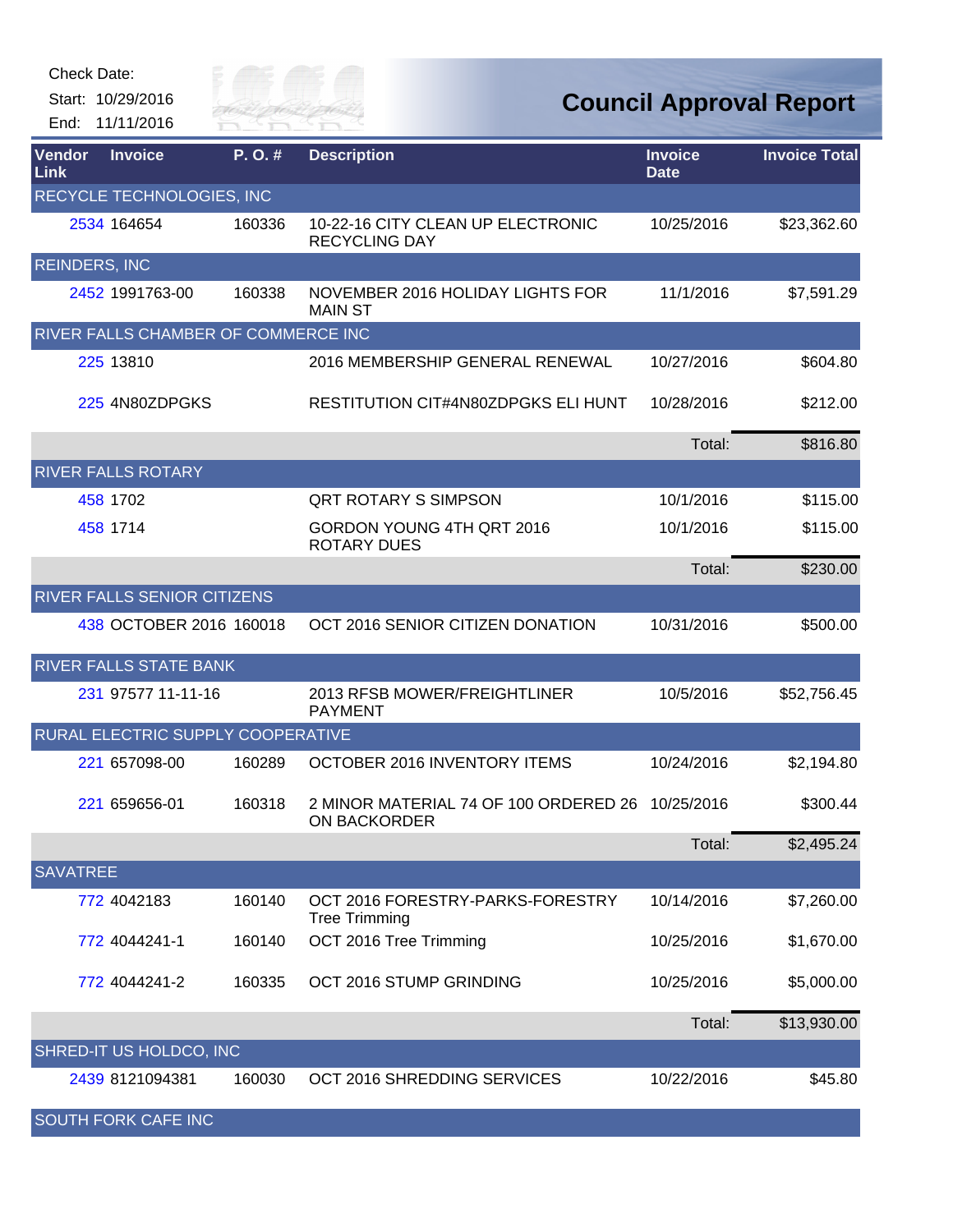Check Date:

Start: 10/29/2016

End: 11/11/2016

# Council Approval Report

| Vendor Link | Invoice | P. O. # | Description | Invoice Date | Invoice Total |
|---|---|---|---|---|---|
| RECYCLE TECHNOLOGIES, INC | | | | | |
| 2534 | 164654 | 160336 | 10-22-16 CITY CLEAN UP ELECTRONIC RECYCLING DAY | 10/25/2016 | $23,362.60 |
| REINDERS, INC | | | | | |
| 2452 | 1991763-00 | 160338 | NOVEMBER 2016 HOLIDAY LIGHTS FOR MAIN ST | 11/1/2016 | $7,591.29 |
| RIVER FALLS CHAMBER OF COMMERCE INC | | | | | |
| 225 | 13810 | | 2016 MEMBERSHIP GENERAL RENEWAL | 10/27/2016 | $604.80 |
| 225 | 4N80ZDPGKS | | RESTITUTION CIT#4N80ZDPGKS ELI HUNT | 10/28/2016 | $212.00 |
| | | | | Total: | $816.80 |
| RIVER FALLS ROTARY | | | | | |
| 458 | 1702 | | QRT ROTARY S SIMPSON | 10/1/2016 | $115.00 |
| 458 | 1714 | | GORDON YOUNG 4TH QRT 2016 ROTARY DUES | 10/1/2016 | $115.00 |
| | | | | Total: | $230.00 |
| RIVER FALLS SENIOR CITIZENS | | | | | |
| 438 | OCTOBER 2016 | 160018 | OCT 2016 SENIOR CITIZEN DONATION | 10/31/2016 | $500.00 |
| RIVER FALLS STATE BANK | | | | | |
| 231 | 97577 11-11-16 | | 2013 RFSB MOWER/FREIGHTLINER PAYMENT | 10/5/2016 | $52,756.45 |
| RURAL ELECTRIC SUPPLY COOPERATIVE | | | | | |
| 221 | 657098-00 | 160289 | OCTOBER 2016 INVENTORY ITEMS | 10/24/2016 | $2,194.80 |
| 221 | 659656-01 | 160318 | 2 MINOR MATERIAL 74 OF 100 ORDERED 26 ON BACKORDER | 10/25/2016 | $300.44 |
| | | | | Total: | $2,495.24 |
| SAVATREE | | | | | |
| 772 | 4042183 | 160140 | OCT 2016 FORESTRY-PARKS-FORESTRY Tree Trimming | 10/14/2016 | $7,260.00 |
| 772 | 4044241-1 | 160140 | OCT 2016 Tree Trimming | 10/25/2016 | $1,670.00 |
| 772 | 4044241-2 | 160335 | OCT 2016 STUMP GRINDING | 10/25/2016 | $5,000.00 |
| | | | | Total: | $13,930.00 |
| SHRED-IT US HOLDCO, INC | | | | | |
| 2439 | 8121094381 | 160030 | OCT 2016 SHREDDING SERVICES | 10/22/2016 | $45.80 |
| SOUTH FORK CAFE INC | | | | | |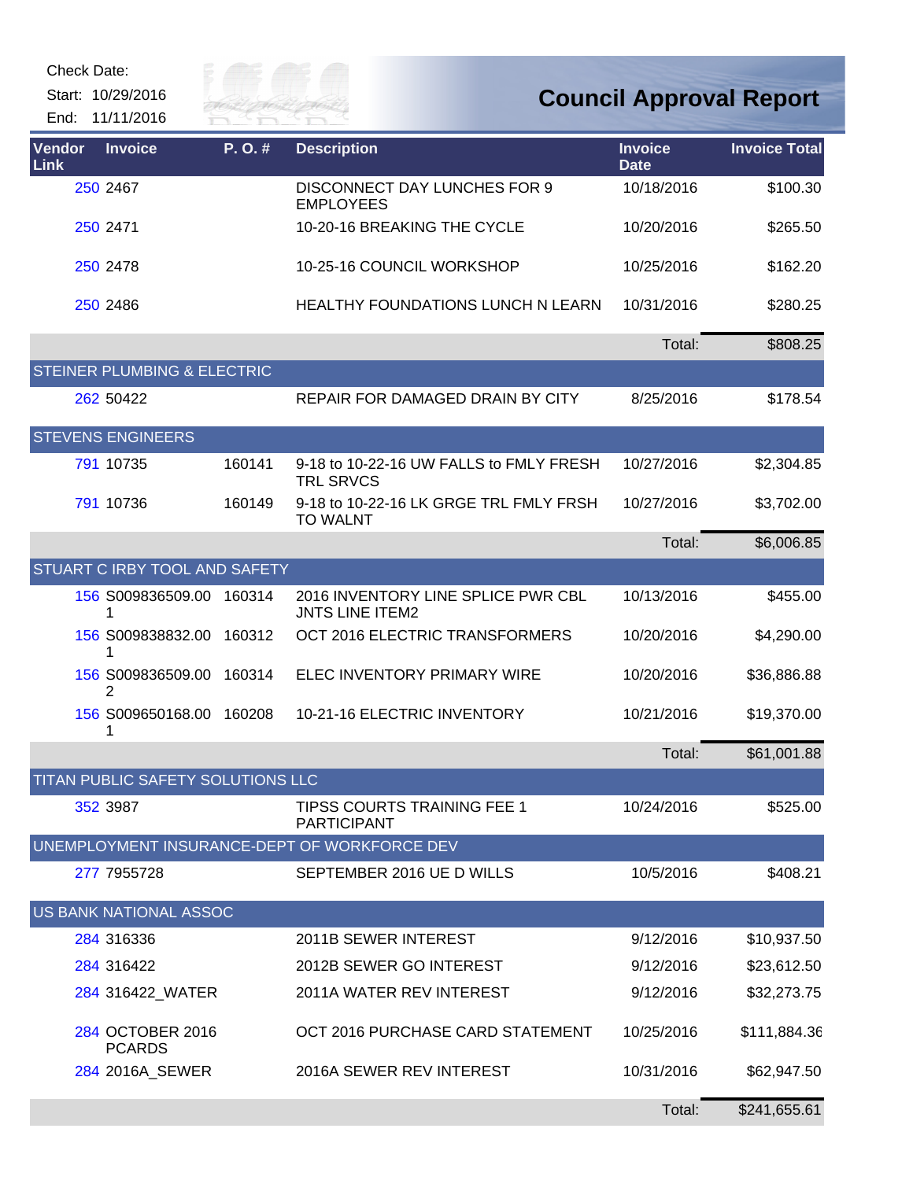Check Date:

Start: 10/29/2016

End: 11/11/2016

# Council Approval Report

| Vendor Link | Invoice | P. O. # | Description | Invoice Date | Invoice Total |
|---|---|---|---|---|---|
| 250 | 2467 | | DISCONNECT DAY LUNCHES FOR 9 EMPLOYEES | 10/18/2016 | $100.30 |
| 250 | 2471 | | 10-20-16 BREAKING THE CYCLE | 10/20/2016 | $265.50 |
| 250 | 2478 | | 10-25-16 COUNCIL WORKSHOP | 10/25/2016 | $162.20 |
| 250 | 2486 | | HEALTHY FOUNDATIONS LUNCH N LEARN | 10/31/2016 | $280.25 |
| | | | | Total: | $808.25 |
| **STEINER PLUMBING & ELECTRIC** | | | | | |
| 262 | 50422 | | REPAIR FOR DAMAGED DRAIN BY CITY | 8/25/2016 | $178.54 |
| **STEVENS ENGINEERS** | | | | | |
| 791 | 10735 | 160141 | 9-18 to 10-22-16 UW FALLS to FMLY FRESH TRL SRVCS | 10/27/2016 | $2,304.85 |
| 791 | 10736 | 160149 | 9-18 to 10-22-16 LK GRGE TRL FMLY FRSH TO WALNT | 10/27/2016 | $3,702.00 |
| | | | | Total: | $6,006.85 |
| **STUART C IRBY TOOL AND SAFETY** | | | | | |
| 156 | S009836509.001 | 160314 | 2016 INVENTORY LINE SPLICE PWR CBL JNTS LINE ITEM2 | 10/13/2016 | $455.00 |
| 156 | S009838832.001 | 160312 | OCT 2016 ELECTRIC TRANSFORMERS | 10/20/2016 | $4,290.00 |
| 156 | S009836509.002 | 160314 | ELEC INVENTORY PRIMARY WIRE | 10/20/2016 | $36,886.88 |
| 156 | S009650168.001 | 160208 | 10-21-16 ELECTRIC INVENTORY | 10/21/2016 | $19,370.00 |
| | | | | Total: | $61,001.88 |
| **TITAN PUBLIC SAFETY SOLUTIONS LLC** | | | | | |
| 352 | 3987 | | TIPSS COURTS TRAINING FEE 1 PARTICIPANT | 10/24/2016 | $525.00 |
| **UNEMPLOYMENT INSURANCE-DEPT OF WORKFORCE DEV** | | | | | |
| 277 | 7955728 | | SEPTEMBER 2016 UE D WILLS | 10/5/2016 | $408.21 |
| **US BANK NATIONAL ASSOC** | | | | | |
| 284 | 316336 | | 2011B SEWER INTEREST | 9/12/2016 | $10,937.50 |
| 284 | 316422 | | 2012B SEWER GO INTEREST | 9/12/2016 | $23,612.50 |
| 284 | 316422_WATER | | 2011A WATER REV INTEREST | 9/12/2016 | $32,273.75 |
| 284 | OCTOBER 2016 PCARDS | | OCT 2016 PURCHASE CARD STATEMENT | 10/25/2016 | $111,884.36 |
| 284 | 2016A_SEWER | | 2016A SEWER REV INTEREST | 10/31/2016 | $62,947.50 |
| | | | | Total: | $241,655.61 |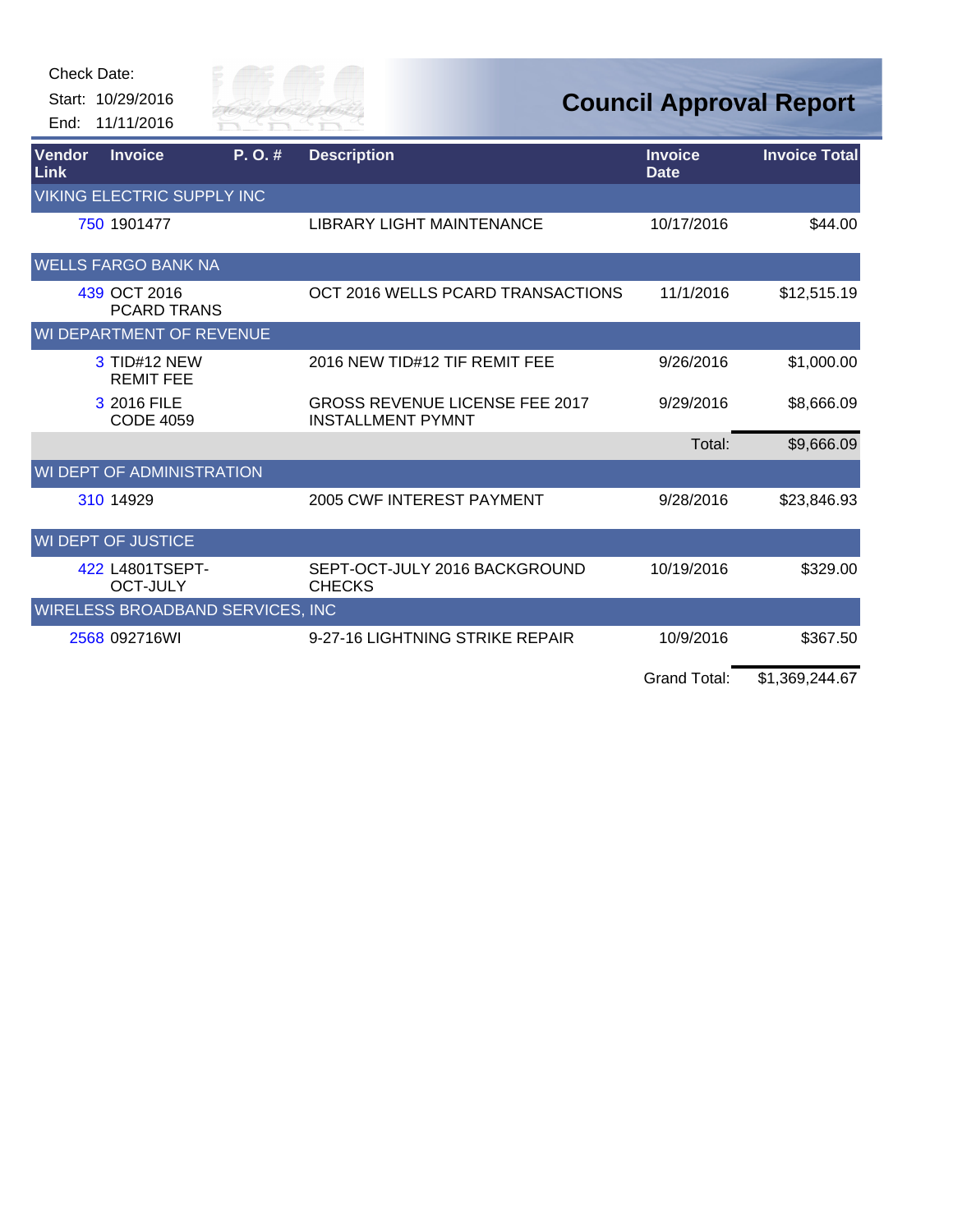Check Date:

Start: 10/29/2016

End: 11/11/2016

# Council Approval Report

| Vendor Link | Invoice | P. O. # | Description | Invoice Date | Invoice Total |
|---|---|---|---|---|---|
| VIKING ELECTRIC SUPPLY INC | | | | | |
| 750 | 1901477 | | LIBRARY LIGHT MAINTENANCE | 10/17/2016 | $44.00 |
| WELLS FARGO BANK NA | | | | | |
| 439 | OCT 2016 PCARD TRANS | | OCT 2016 WELLS PCARD TRANSACTIONS | 11/1/2016 | $12,515.19 |
| WI DEPARTMENT OF REVENUE | | | | | |
| 3 | TID#12 NEW REMIT FEE | | 2016 NEW TID#12 TIF REMIT FEE | 9/26/2016 | $1,000.00 |
| 3 | 2016 FILE CODE 4059 | | GROSS REVENUE LICENSE FEE 2017 INSTALLMENT PYMNT | 9/29/2016 | $8,666.09 |
| | | | | Total: | $9,666.09 |
| WI DEPT OF ADMINISTRATION | | | | | |
| 310 | 14929 | | 2005 CWF INTEREST PAYMENT | 9/28/2016 | $23,846.93 |
| WI DEPT OF JUSTICE | | | | | |
| 422 | L4801TSEPT-OCT-JULY | | SEPT-OCT-JULY 2016 BACKGROUND CHECKS | 10/19/2016 | $329.00 |
| WIRELESS BROADBAND SERVICES, INC | | | | | |
| 2568 | 092716WI | | 9-27-16 LIGHTNING STRIKE REPAIR | 10/9/2016 | $367.50 |
| | | | | Grand Total: | $1,369,244.67 |